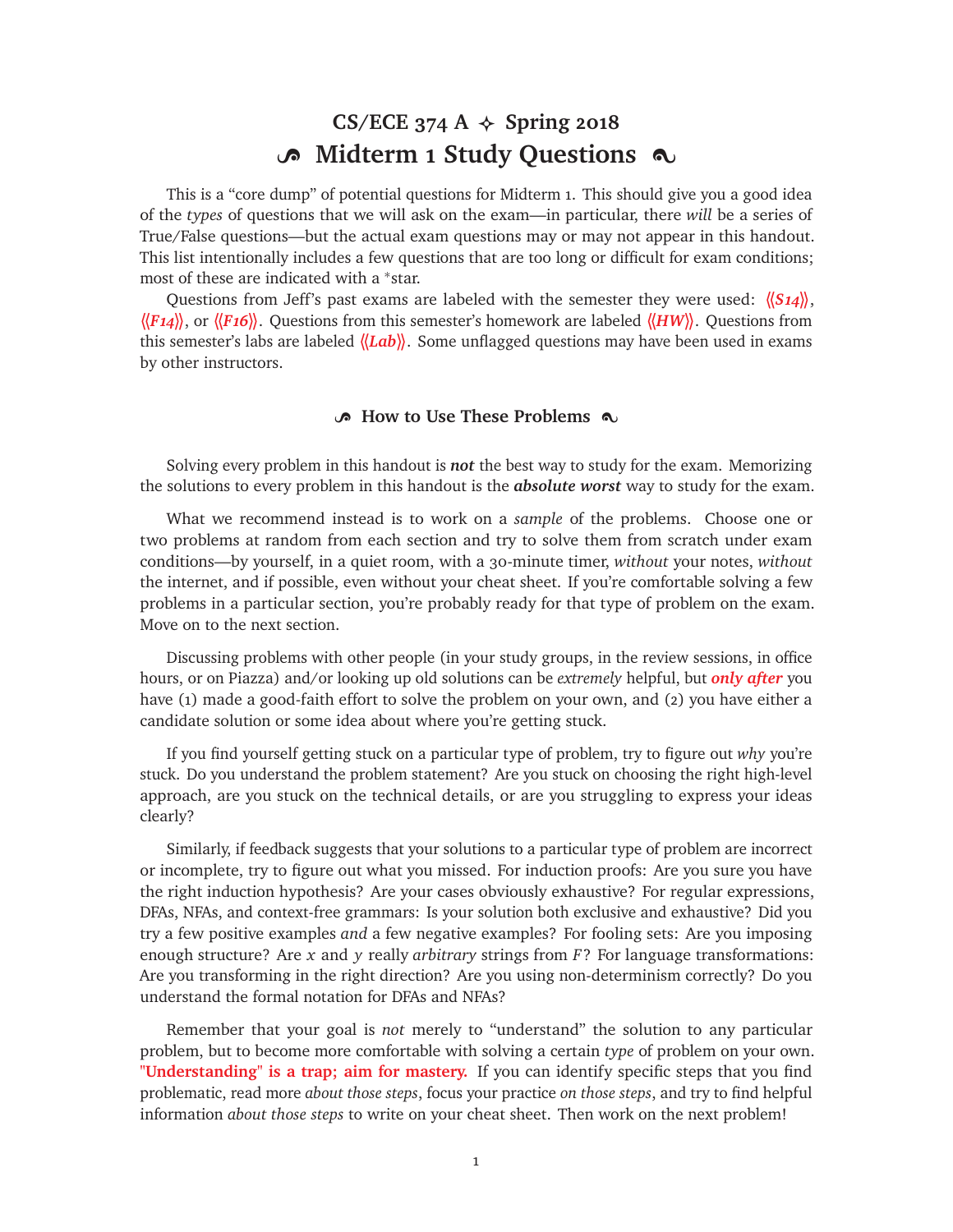# CS/ECE 374 A ✧ Spring 2018

# Midterm 1 Study Questions

This is a "core dump" of potential questions for Midterm 1. This should give you a good idea of the *types* of questions that we will ask on the exam—in particular, there *will* be a series of True/False questions—but the actual exam questions may or may not appear in this handout. This list intentionally includes a few questions that are too long or difficult for exam conditions; most of these are indicated with a *star.

Questions from Jeff's past exams are labeled with the semester they were used: ⟨⟨*S14*⟩⟩, ⟨⟨*F14*⟩⟩, or ⟨⟨*F16*⟩⟩. Questions from this semester's homework are labeled ⟨⟨*HW*⟩⟩. Questions from this semester's labs are labeled ⟨⟨*Lab*⟩⟩. Some unflagged questions may have been used in exams by other instructors.

## How to Use These Problems

Solving every problem in this handout is ***not*** the best way to study for the exam. Memorizing the solutions to every problem in this handout is the ***absolute worst*** way to study for the exam.

What we recommend instead is to work on a *sample* of the problems. Choose one or two problems at random from each section and try to solve them from scratch under exam conditions—by yourself, in a quiet room, with a 30-minute timer, *without* your notes, *without* the internet, and if possible, even without your cheat sheet. If you're comfortable solving a few problems in a particular section, you're probably ready for that type of problem on the exam. Move on to the next section.

Discussing problems with other people (in your study groups, in the review sessions, in office hours, or on Piazza) and/or looking up old solutions can be *extremely* helpful, but ***only after*** you have (1) made a good-faith effort to solve the problem on your own, and (2) you have either a candidate solution or some idea about where you're getting stuck.

If you find yourself getting stuck on a particular type of problem, try to figure out *why* you're stuck. Do you understand the problem statement? Are you stuck on choosing the right high-level approach, are you stuck on the technical details, or are you struggling to express your ideas clearly?

Similarly, if feedback suggests that your solutions to a particular type of problem are incorrect or incomplete, try to figure out what you missed. For induction proofs: Are you sure you have the right induction hypothesis? Are your cases obviously exhaustive? For regular expressions, DFAs, NFAs, and context-free grammars: Is your solution both exclusive and exhaustive? Did you try a few positive examples *and* a few negative examples? For fooling sets: Are you imposing enough structure? Are $x$ and $y$ really *arbitrary* strings from $F$? For language transformations: Are you transforming in the right direction? Are you using non-determinism correctly? Do you understand the formal notation for DFAs and NFAs?

Remember that your goal is *not* merely to "understand" the solution to any particular problem, but to become more comfortable with solving a certain *type* of problem on your own. **"Understanding" is a trap; aim for mastery.** If you can identify specific steps that you find problematic, read more *about those steps*, focus your practice *on those steps*, and try to find helpful information *about those steps* to write on your cheat sheet. Then work on the next problem!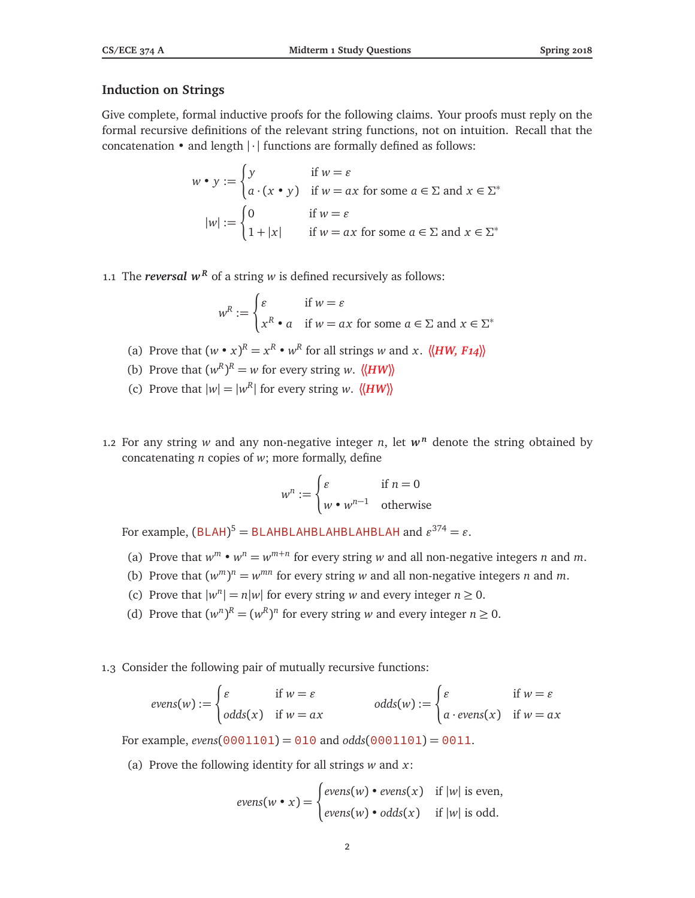## Induction on Strings

Give complete, formal inductive proofs for the following claims. Your proofs must reply on the formal recursive definitions of the relevant string functions, not on intuition. Recall that the concatenation • and length $|\cdot|$ functions are formally defined as follows:

$$w \bullet y := \begin{cases} y & \text{if } w = \varepsilon \\ a \cdot (x \bullet y) & \text{if } w = ax \text{ for some } a \in \Sigma \text{ and } x \in \Sigma^* \end{cases}$$

$$|w| := \begin{cases} 0 & \text{if } w = \varepsilon \\ 1 + |x| & \text{if } w = ax \text{ for some } a \in \Sigma \text{ and } x \in \Sigma^* \end{cases}$$

1.1 The ***reversal*** $w^R$ of a string $w$ is defined recursively as follows:

$$w^R := \begin{cases} \varepsilon & \text{if } w = \varepsilon \\ x^R \bullet a & \text{if } w = ax \text{ for some } a \in \Sigma \text{ and } x \in \Sigma^* \end{cases}$$

(a) Prove that $(w \bullet x)^R = x^R \bullet w^R$ for all strings $w$ and $x$. ⟨⟨*HW, F14*⟩⟩

(b) Prove that $(w^R)^R = w$ for every string $w$. ⟨⟨*HW*⟩⟩

(c) Prove that $|w| = |w^R|$ for every string $w$. ⟨⟨*HW*⟩⟩

1.2 For any string $w$ and any non-negative integer $n$, let $w^n$ denote the string obtained by concatenating $n$ copies of $w$; more formally, define

$$w^n := \begin{cases} \varepsilon & \text{if } n = 0 \\ w \bullet w^{n-1} & \text{otherwise} \end{cases}$$

For example, $(\texttt{BLAH})^5 = \texttt{BLAHBLAHBLAHBLAHBLAH}$ and $\varepsilon^{374} = \varepsilon$.

(a) Prove that $w^m \bullet w^n = w^{m+n}$ for every string $w$ and all non-negative integers $n$ and $m$.

(b) Prove that $(w^m)^n = w^{mn}$ for every string $w$ and all non-negative integers $n$ and $m$.

(c) Prove that $|w^n| = n|w|$ for every string $w$ and every integer $n \geq 0$.

(d) Prove that $(w^n)^R = (w^R)^n$ for every string $w$ and every integer $n \geq 0$.

1.3 Consider the following pair of mutually recursive functions:

$$evens(w) := \begin{cases} \varepsilon & \text{if } w = \varepsilon \\ odds(x) & \text{if } w = ax \end{cases} \qquad odds(w) := \begin{cases} \varepsilon & \text{if } w = \varepsilon \\ a \cdot evens(x) & \text{if } w = ax \end{cases}$$

For example, $evens(\texttt{0001101}) = \texttt{010}$ and $odds(\texttt{0001101}) = \texttt{0011}$.

(a) Prove the following identity for all strings $w$ and $x$:

$$evens(w \bullet x) = \begin{cases} evens(w) \bullet evens(x) & \text{if } |w| \text{ is even,} \\ evens(w) \bullet odds(x) & \text{if } |w| \text{ is odd.} \end{cases}$$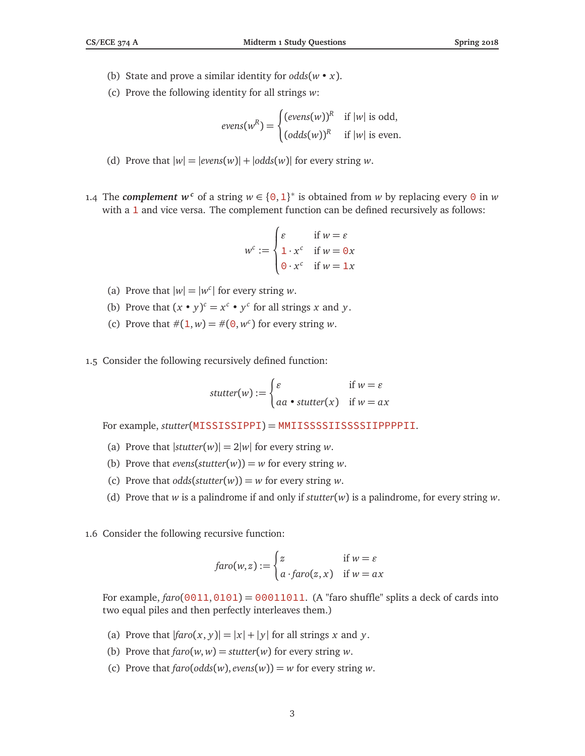(b) State and prove a similar identity for $odds(w \bullet x)$.

(c) Prove the following identity for all strings $w$:

$$evens(w^R) = \begin{cases} (evens(w))^R & \text{if } |w| \text{ is odd,} \\ (odds(w))^R & \text{if } |w| \text{ is even.} \end{cases}$$

(d) Prove that $|w| = |evens(w)| + |odds(w)|$ for every string $w$.

1.4 The ***complement*** $\boldsymbol{w^c}$ of a string $w \in \{\mathtt{0}, \mathtt{1}\}^*$ is obtained from $w$ by replacing every $\mathtt{0}$ in $w$ with a $\mathtt{1}$ and vice versa. The complement function can be defined recursively as follows:

$$w^c := \begin{cases} \varepsilon & \text{if } w = \varepsilon \\ \mathtt{1} \cdot x^c & \text{if } w = \mathtt{0}x \\ \mathtt{0} \cdot x^c & \text{if } w = \mathtt{1}x \end{cases}$$

(a) Prove that $|w| = |w^c|$ for every string $w$.

(b) Prove that $(x \bullet y)^c = x^c \bullet y^c$ for all strings $x$ and $y$.

(c) Prove that $\#(\mathtt{1}, w) = \#(\mathtt{0}, w^c)$ for every string $w$.

1.5 Consider the following recursively defined function:

$$stutter(w) := \begin{cases} \varepsilon & \text{if } w = \varepsilon \\ aa \bullet stutter(x) & \text{if } w = ax \end{cases}$$

For example, $stutter(\mathtt{MISSISSIPPI}) = \mathtt{MMIISSSSIISSSSIIPPPPII}$.

(a) Prove that $|stutter(w)| = 2|w|$ for every string $w$.

(b) Prove that $evens(stutter(w)) = w$ for every string $w$.

(c) Prove that $odds(stutter(w)) = w$ for every string $w$.

(d) Prove that $w$ is a palindrome if and only if $stutter(w)$ is a palindrome, for every string $w$.

1.6 Consider the following recursive function:

$$faro(w, z) := \begin{cases} z & \text{if } w = \varepsilon \\ a \cdot faro(z, x) & \text{if } w = ax \end{cases}$$

For example, $faro(\mathtt{0011}, \mathtt{0101}) = \mathtt{00011011}$. (A "faro shuffle" splits a deck of cards into two equal piles and then perfectly interleaves them.)

(a) Prove that $|faro(x, y)| = |x| + |y|$ for all strings $x$ and $y$.

(b) Prove that $faro(w, w) = stutter(w)$ for every string $w$.

(c) Prove that $faro(odds(w), evens(w)) = w$ for every string $w$.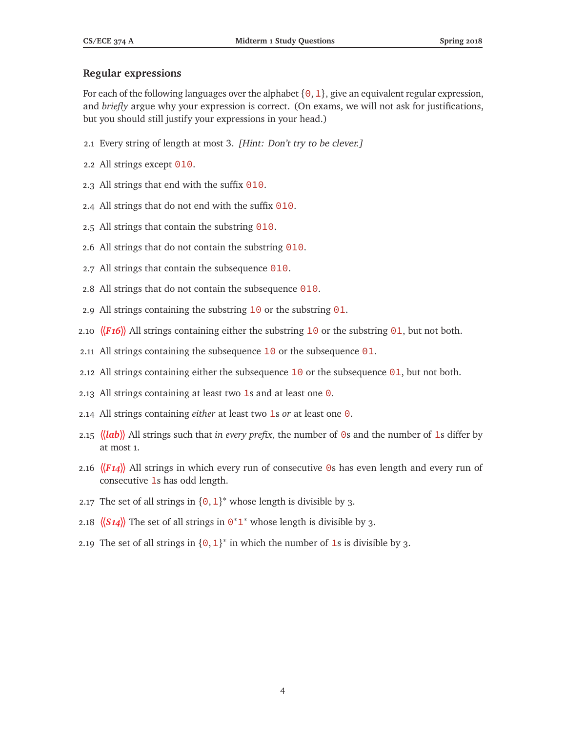## Regular expressions

For each of the following languages over the alphabet $\{0, 1\}$, give an equivalent regular expression, and *briefly* argue why your expression is correct. (On exams, we will not ask for justifications, but you should still justify your expressions in your head.)

2.1 Every string of length at most 3. *[Hint: Don't try to be clever.]*

2.2 All strings except `010`.

2.3 All strings that end with the suffix `010`.

2.4 All strings that do not end with the suffix `010`.

2.5 All strings that contain the substring `010`.

2.6 All strings that do not contain the substring `010`.

2.7 All strings that contain the subsequence `010`.

2.8 All strings that do not contain the subsequence `010`.

2.9 All strings containing the substring `10` or the substring `01`.

2.10 *⟨⟨F16⟩⟩* All strings containing either the substring `10` or the substring `01`, but not both.

2.11 All strings containing the subsequence `10` or the subsequence `01`.

2.12 All strings containing either the subsequence `10` or the subsequence `01`, but not both.

2.13 All strings containing at least two `1`s and at least one `0`.

2.14 All strings containing *either* at least two `1`s *or* at least one `0`.

2.15 *⟨⟨lab⟩⟩* All strings such that *in every prefix*, the number of `0`s and the number of `1`s differ by at most 1.

2.16 *⟨⟨F14⟩⟩* All strings in which every run of consecutive `0`s has even length and every run of consecutive `1`s has odd length.

2.17 The set of all strings in $\{0, 1\}^*$ whose length is divisible by 3.

2.18 *⟨⟨S14⟩⟩* The set of all strings in $0^*1^*$ whose length is divisible by 3.

2.19 The set of all strings in $\{0, 1\}^*$ in which the number of `1`s is divisible by 3.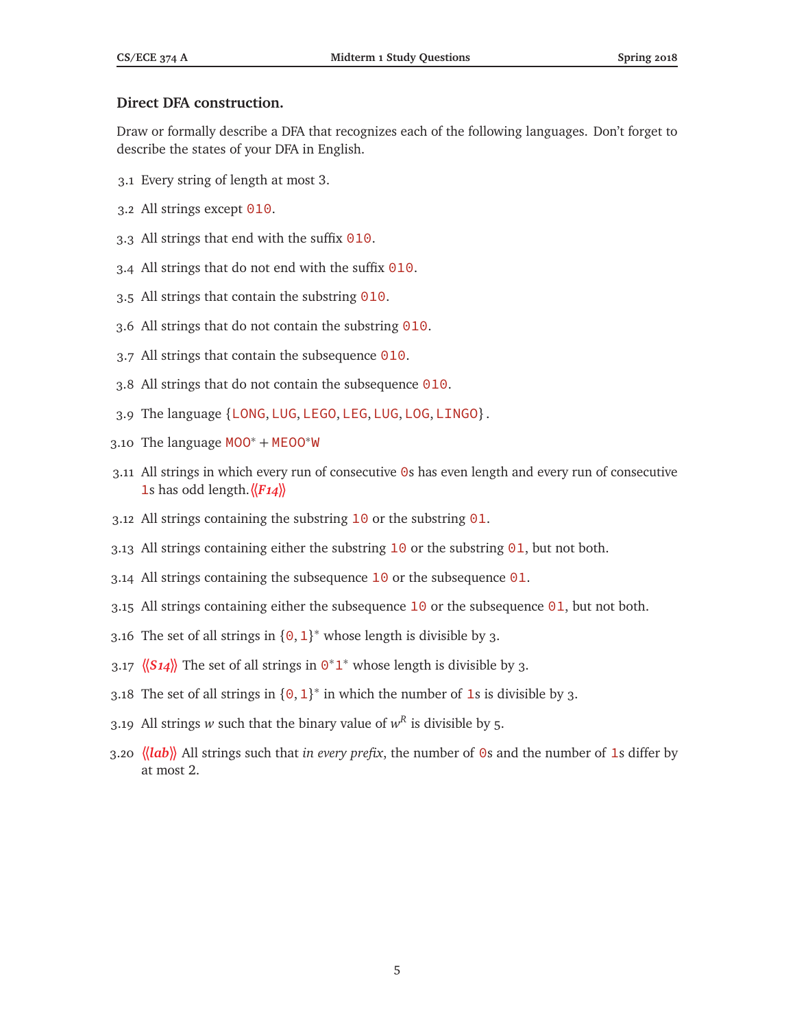### Direct DFA construction.

Draw or formally describe a DFA that recognizes each of the following languages. Don't forget to describe the states of your DFA in English.

3.1 Every string of length at most 3.

3.2 All strings except `010`.

3.3 All strings that end with the suffix `010`.

3.4 All strings that do not end with the suffix `010`.

3.5 All strings that contain the substring `010`.

3.6 All strings that do not contain the substring `010`.

3.7 All strings that contain the subsequence `010`.

3.8 All strings that do not contain the subsequence `010`.

3.9 The language {`LONG`, `LUG`, `LEGO`, `LEG`, `LUG`, `LOG`, `LINGO`}.

3.10 The language $\mathtt{MOO}^* + \mathtt{MEOO}^*\mathtt{W}$

3.11 All strings in which every run of consecutive `0`s has even length and every run of consecutive `1`s has odd length. *⟨⟨F14⟩⟩*

3.12 All strings containing the substring `10` or the substring `01`.

3.13 All strings containing either the substring `10` or the substring `01`, but not both.

3.14 All strings containing the subsequence `10` or the subsequence `01`.

3.15 All strings containing either the subsequence `10` or the subsequence `01`, but not both.

3.16 The set of all strings in $\{\mathtt{0}, \mathtt{1}\}^*$ whose length is divisible by 3.

3.17 *⟨⟨S14⟩⟩* The set of all strings in $\mathtt{0}^*\mathtt{1}^*$ whose length is divisible by 3.

3.18 The set of all strings in $\{\mathtt{0}, \mathtt{1}\}^*$ in which the number of `1`s is divisible by 3.

3.19 All strings $w$ such that the binary value of $w^R$ is divisible by 5.

3.20 *⟨⟨lab⟩⟩* All strings such that *in every prefix*, the number of `0`s and the number of `1`s differ by at most 2.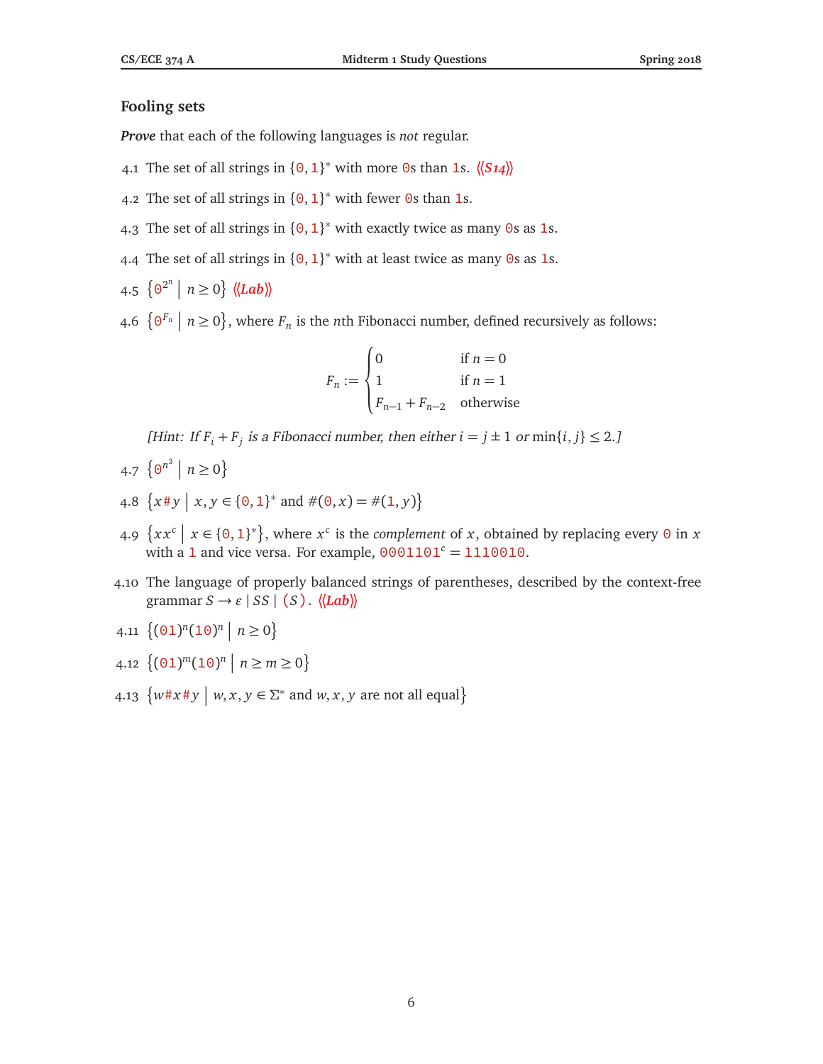## Fooling sets

***Prove*** that each of the following languages is *not* regular.

4.1 The set of all strings in $\{0, 1\}^*$ with more 0s than 1s. ⟨⟨*S14*⟩⟩

4.2 The set of all strings in $\{0, 1\}^*$ with fewer 0s than 1s.

4.3 The set of all strings in $\{0, 1\}^*$ with exactly twice as many 0s as 1s.

4.4 The set of all strings in $\{0, 1\}^*$ with at least twice as many 0s as 1s.

4.5 $\{0^{2^n} \mid n \geq 0\}$ ⟨⟨*Lab*⟩⟩

4.6 $\{0^{F_n} \mid n \geq 0\}$, where $F_n$ is the $n$th Fibonacci number, defined recursively as follows:

$$F_n := \begin{cases} 0 & \text{if } n = 0 \\ 1 & \text{if } n = 1 \\ F_{n-1} + F_{n-2} & \text{otherwise} \end{cases}$$

*[Hint: If $F_i + F_j$ is a Fibonacci number, then either $i = j \pm 1$ or $\min\{i, j\} \leq 2$.]*

4.7 $\{0^{n^3} \mid n \geq 0\}$

4.8 $\{x\#y \mid x, y \in \{0, 1\}^* \text{ and } \#(0, x) = \#(1, y)\}$

4.9 $\{xx^c \mid x \in \{0, 1\}^*\}$, where $x^c$ is the *complement* of $x$, obtained by replacing every 0 in $x$ with a 1 and vice versa. For example, $0001101^c = 1110010$.

4.10 The language of properly balanced strings of parentheses, described by the context-free grammar $S \to \varepsilon \mid SS \mid (S)$. ⟨⟨*Lab*⟩⟩

4.11 $\{(01)^n(10)^n \mid n \geq 0\}$

4.12 $\{(01)^m(10)^n \mid n \geq m \geq 0\}$

4.13 $\{w\#x\#y \mid w, x, y \in \Sigma^* \text{ and } w, x, y \text{ are not all equal}\}$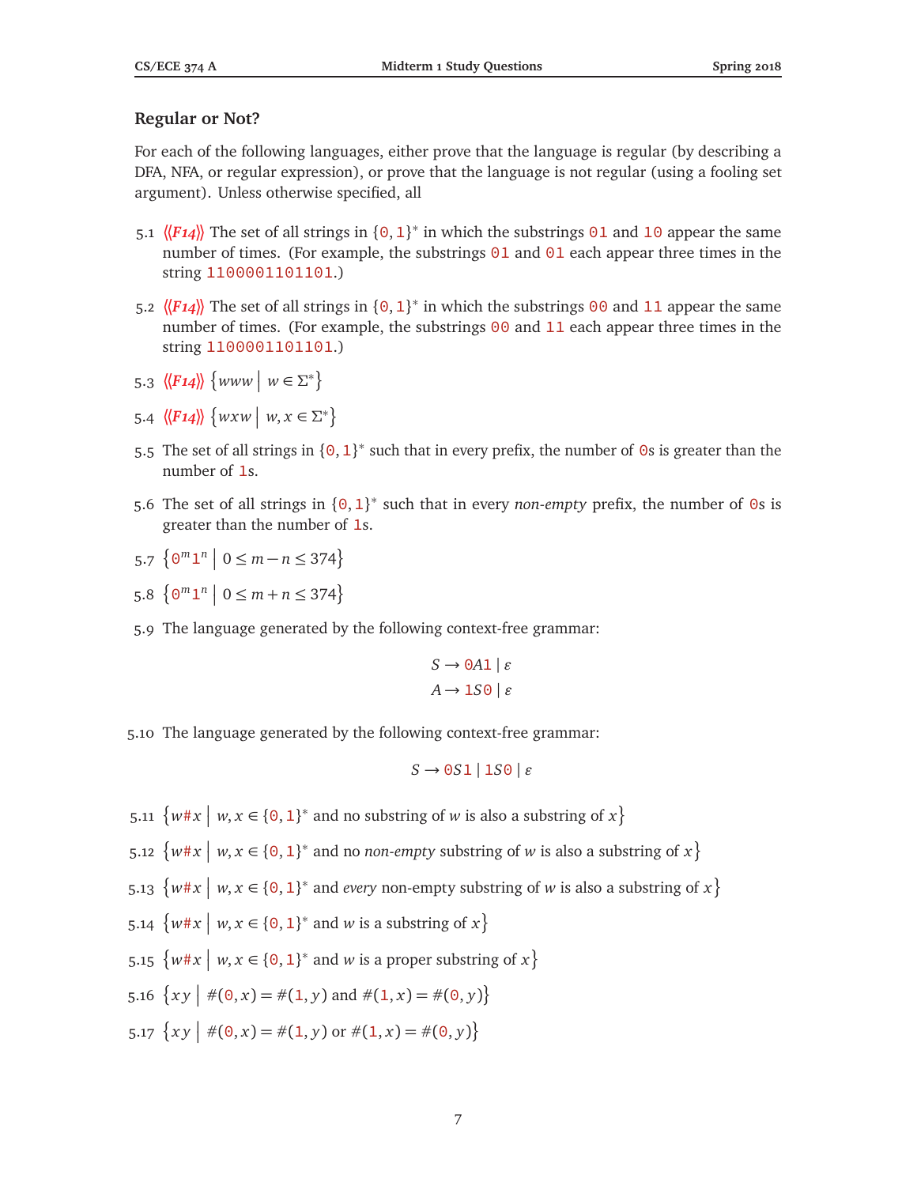## Regular or Not?

For each of the following languages, either prove that the language is regular (by describing a DFA, NFA, or regular expression), or prove that the language is not regular (using a fooling set argument). Unless otherwise specified, all

5.1 ⟨⟨*F14*⟩⟩ The set of all strings in $\{0, 1\}^*$ in which the substrings `01` and `10` appear the same number of times. (For example, the substrings `01` and `01` each appear three times in the string `1100001101101`.)

5.2 ⟨⟨*F14*⟩⟩ The set of all strings in $\{0, 1\}^*$ in which the substrings `00` and `11` appear the same number of times. (For example, the substrings `00` and `11` each appear three times in the string `1100001101101`.)

5.3 ⟨⟨*F14*⟩⟩ $\{www \mid w \in \Sigma^*\}$

5.4 ⟨⟨*F14*⟩⟩ $\{wxw \mid w, x \in \Sigma^*\}$

5.5 The set of all strings in $\{0, 1\}^*$ such that in every prefix, the number of `0`s is greater than the number of `1`s.

5.6 The set of all strings in $\{0, 1\}^*$ such that in every *non-empty* prefix, the number of `0`s is greater than the number of `1`s.

5.7 $\{0^m 1^n \mid 0 \le m - n \le 374\}$

5.8 $\{0^m 1^n \mid 0 \le m + n \le 374\}$

5.9 The language generated by the following context-free grammar:

$$S \to 0A1 \mid \varepsilon$$
$$A \to 1S0 \mid \varepsilon$$

5.10 The language generated by the following context-free grammar:

$$S \to 0S1 \mid 1S0 \mid \varepsilon$$

5.11 $\{w\#x \mid w, x \in \{0, 1\}^* \text{ and no substring of } w \text{ is also a substring of } x\}$

5.12 $\{w\#x \mid w, x \in \{0, 1\}^* \text{ and no } \textit{non-empty} \text{ substring of } w \text{ is also a substring of } x\}$

5.13 $\{w\#x \mid w, x \in \{0, 1\}^* \text{ and } \textit{every} \text{ non-empty substring of } w \text{ is also a substring of } x\}$

5.14 $\{w\#x \mid w, x \in \{0, 1\}^* \text{ and } w \text{ is a substring of } x\}$

5.15 $\{w\#x \mid w, x \in \{0, 1\}^* \text{ and } w \text{ is a proper substring of } x\}$

5.16 $\{xy \mid \#(0, x) = \#(1, y) \text{ and } \#(1, x) = \#(0, y)\}$

5.17 $\{xy \mid \#(0, x) = \#(1, y) \text{ or } \#(1, x) = \#(0, y)\}$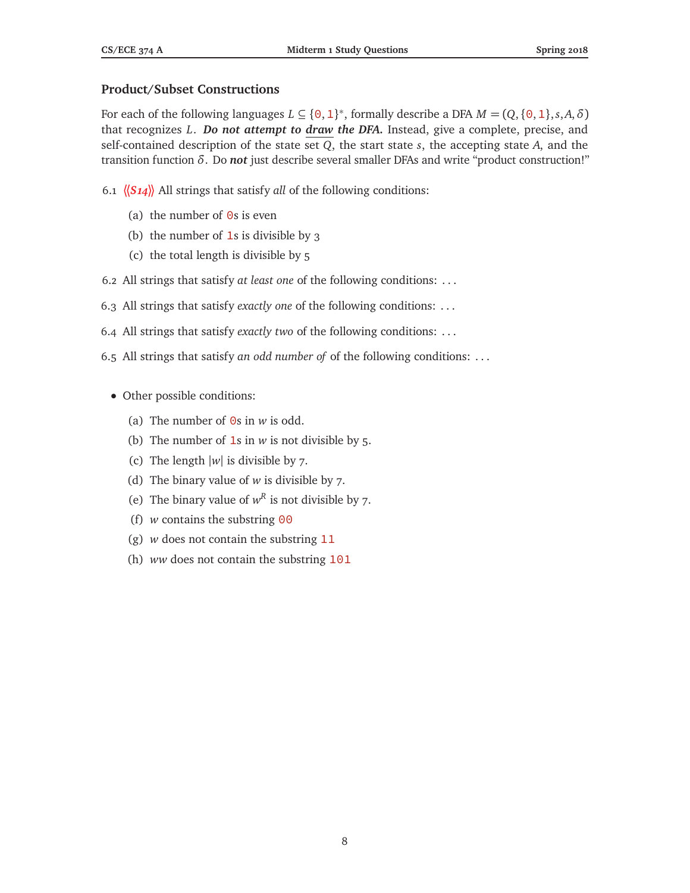### Product/Subset Constructions

For each of the following languages $L \subseteq \{0, 1\}^*$, formally describe a DFA $M = (Q, \{0, 1\}, s, A, \delta)$ that recognizes $L$. ***Do not attempt to <u>draw</u> the DFA.*** Instead, give a complete, precise, and self-contained description of the state set $Q$, the start state $s$, the accepting state $A$, and the transition function $\delta$. Do ***not*** just describe several smaller DFAs and write "product construction!"

6.1 ⟨⟨*S14*⟩⟩ All strings that satisfy *all* of the following conditions:

   (a) the number of `0`s is even
   (b) the number of `1`s is divisible by 3
   (c) the total length is divisible by 5

6.2 All strings that satisfy *at least one* of the following conditions: ...

6.3 All strings that satisfy *exactly one* of the following conditions: ...

6.4 All strings that satisfy *exactly two* of the following conditions: ...

6.5 All strings that satisfy *an odd number of* of the following conditions: ...

- Other possible conditions:

   (a) The number of `0`s in $w$ is odd.
   (b) The number of `1`s in $w$ is not divisible by 5.
   (c) The length $|w|$ is divisible by 7.
   (d) The binary value of $w$ is divisible by 7.
   (e) The binary value of $w^R$ is not divisible by 7.
   (f) $w$ contains the substring `00`
   (g) $w$ does not contain the substring `11`
   (h) $ww$ does not contain the substring `101`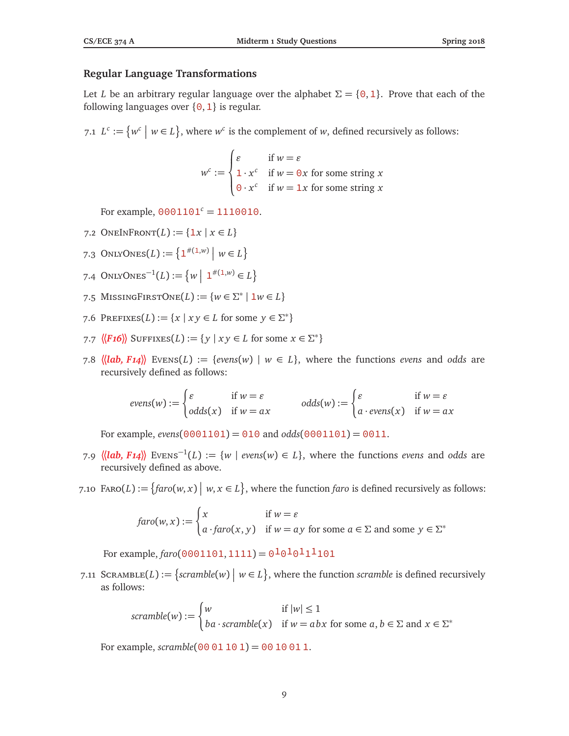## Regular Language Transformations

Let $L$ be an arbitrary regular language over the alphabet $\Sigma = \{0, 1\}$. Prove that each of the following languages over $\{0, 1\}$ is regular.

7.1 $L^c := \{w^c \mid w \in L\}$, where $w^c$ is the complement of $w$, defined recursively as follows:

$$w^c := \begin{cases} \varepsilon & \text{if } w = \varepsilon \\ 1 \cdot x^c & \text{if } w = 0x \text{ for some string } x \\ 0 \cdot x^c & \text{if } w = 1x \text{ for some string } x \end{cases}$$

For example, $0001101^c = 1110010$.

7.2 $\text{OneInFront}(L) := \{1x \mid x \in L\}$

7.3 $\text{OnlyOnes}(L) := \{1^{\#(1,w)} \mid w \in L\}$

7.4 $\text{OnlyOnes}^{-1}(L) := \{w \mid 1^{\#(1,w)} \in L\}$

7.5 $\text{MissingFirstOne}(L) := \{w \in \Sigma^* \mid 1w \in L\}$

7.6 $\text{Prefixes}(L) := \{x \mid xy \in L \text{ for some } y \in \Sigma^*\}$

7.7 ⟨⟨*F16*⟩⟩ $\text{Suffixes}(L) := \{y \mid xy \in L \text{ for some } x \in \Sigma^*\}$

7.8 ⟨⟨*lab, F14*⟩⟩ $\text{Evens}(L) := \{evens(w) \mid w \in L\}$, where the functions *evens* and *odds* are recursively defined as follows:

$$evens(w) := \begin{cases} \varepsilon & \text{if } w = \varepsilon \\ odds(x) & \text{if } w = ax \end{cases} \qquad odds(w) := \begin{cases} \varepsilon & \text{if } w = \varepsilon \\ a \cdot evens(x) & \text{if } w = ax \end{cases}$$

For example, $evens(0001101) = 010$ and $odds(0001101) = 0011$.

7.9 ⟨⟨*lab, F14*⟩⟩ $\text{Evens}^{-1}(L) := \{w \mid evens(w) \in L\}$, where the functions *evens* and *odds* are recursively defined as above.

7.10 $\text{Faro}(L) := \{faro(w, x) \mid w, x \in L\}$, where the function *faro* is defined recursively as follows:

$$faro(w, x) := \begin{cases} x & \text{if } w = \varepsilon \\ a \cdot faro(x, y) & \text{if } w = ay \text{ for some } a \in \Sigma \text{ and some } y \in \Sigma^* \end{cases}$$

For example, $faro(0001101, 1111) = 0^1 0^1 0^1 1^1 101$

7.11 $\text{Scramble}(L) := \{scramble(w) \mid w \in L\}$, where the function *scramble* is defined recursively as follows:

$$scramble(w) := \begin{cases} w & \text{if } |w| \le 1 \\ ba \cdot scramble(x) & \text{if } w = abx \text{ for some } a, b \in \Sigma \text{ and } x \in \Sigma^* \end{cases}$$

For example, $scramble(00\,01\,10\,1) = 00\,10\,01\,1$.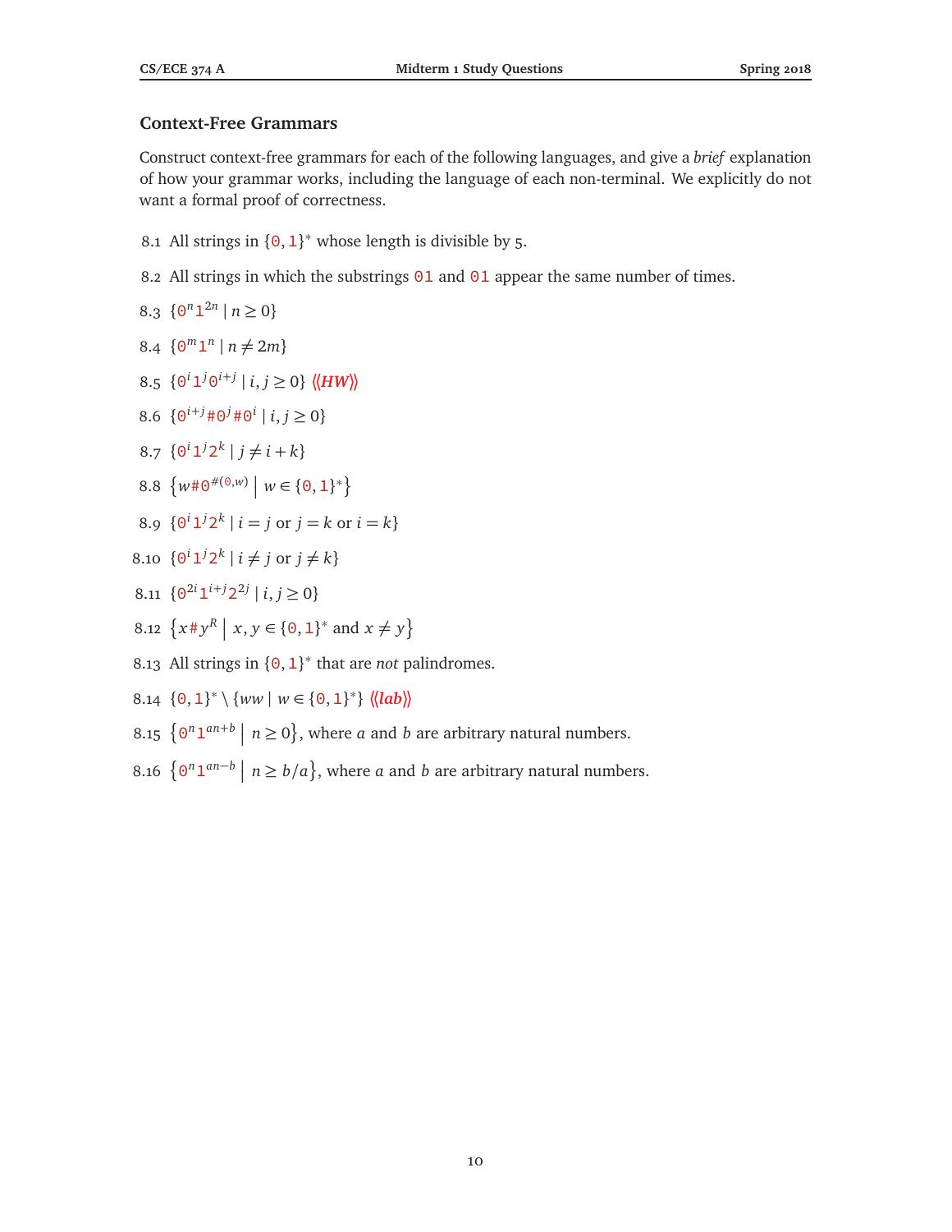## Context-Free Grammars

Construct context-free grammars for each of the following languages, and give a *brief* explanation of how your grammar works, including the language of each non-terminal. We explicitly do not want a formal proof of correctness.

8.1 All strings in $\{0, 1\}^*$ whose length is divisible by 5.

8.2 All strings in which the substrings 01 and 01 appear the same number of times.

8.3 $\{0^n 1^{2n} \mid n \geq 0\}$

8.4 $\{0^m 1^n \mid n \neq 2m\}$

8.5 $\{0^i 1^j 0^{i+j} \mid i, j \geq 0\}$ ⟨⟨*HW*⟩⟩

8.6 $\{0^{i+j} \# 0^j \# 0^i \mid i, j \geq 0\}$

8.7 $\{0^i 1^j 2^k \mid j \neq i + k\}$

8.8 $\left\{w \# 0^{\#(0,w)} \;\middle|\; w \in \{0, 1\}^*\right\}$

8.9 $\{0^i 1^j 2^k \mid i = j \text{ or } j = k \text{ or } i = k\}$

8.10 $\{0^i 1^j 2^k \mid i \neq j \text{ or } j \neq k\}$

8.11 $\{0^{2i} 1^{i+j} 2^{2j} \mid i, j \geq 0\}$

8.12 $\left\{x \# y^R \;\middle|\; x, y \in \{0, 1\}^* \text{ and } x \neq y\right\}$

8.13 All strings in $\{0, 1\}^*$ that are *not* palindromes.

8.14 $\{0, 1\}^* \setminus \{ww \mid w \in \{0, 1\}^*\}$ ⟨⟨*lab*⟩⟩

8.15 $\left\{0^n 1^{an+b} \;\middle|\; n \geq 0\right\}$, where $a$ and $b$ are arbitrary natural numbers.

8.16 $\left\{0^n 1^{an-b} \;\middle|\; n \geq b/a\right\}$, where $a$ and $b$ are arbitrary natural numbers.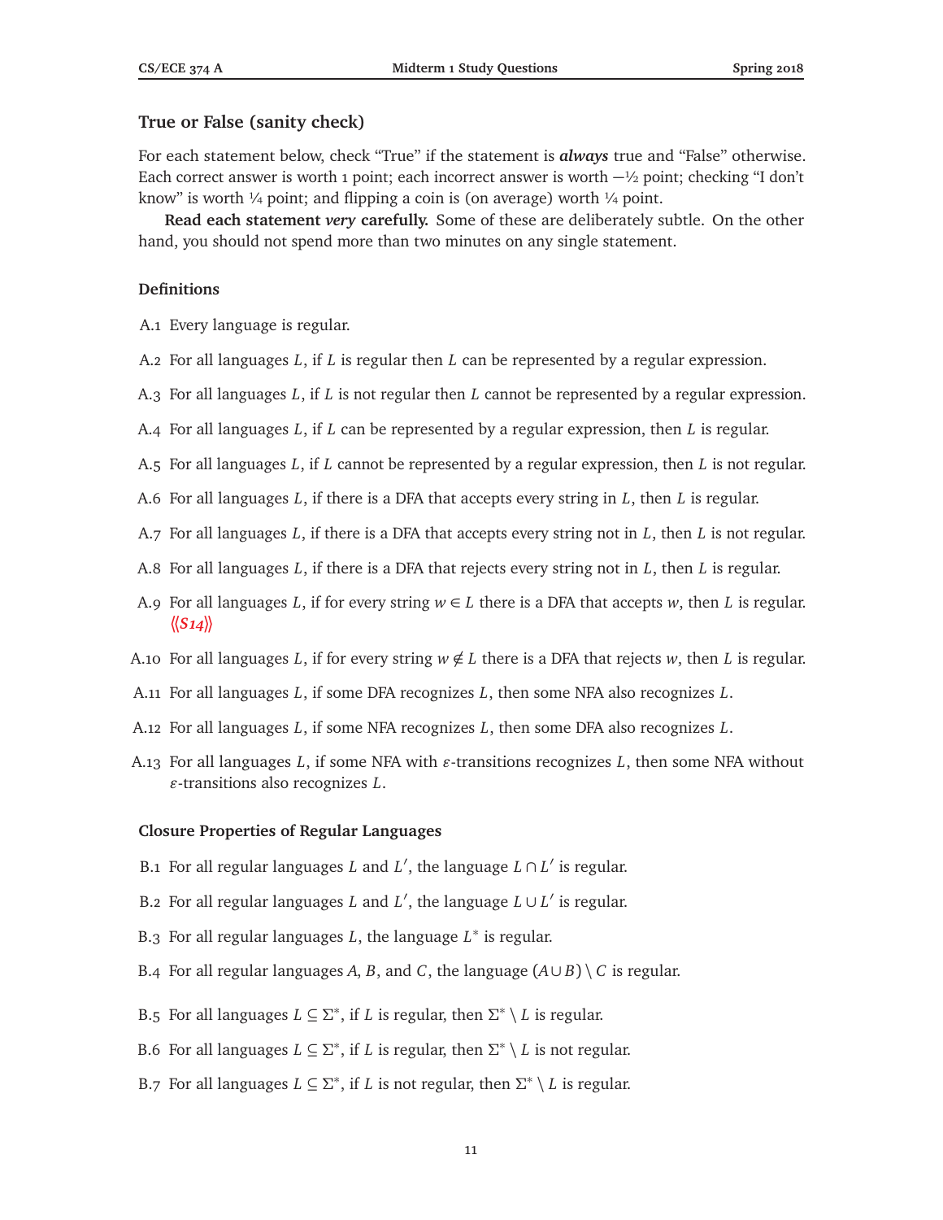### True or False (sanity check)

For each statement below, check "True" if the statement is ***always*** true and "False" otherwise. Each correct answer is worth 1 point; each incorrect answer is worth −½ point; checking "I don't know" is worth ¼ point; and flipping a coin is (on average) worth ¼ point.

**Read each statement *very* carefully.** Some of these are deliberately subtle. On the other hand, you should not spend more than two minutes on any single statement.

#### Definitions

A.1 Every language is regular.

A.2 For all languages $L$, if $L$ is regular then $L$ can be represented by a regular expression.

A.3 For all languages $L$, if $L$ is not regular then $L$ cannot be represented by a regular expression.

A.4 For all languages $L$, if $L$ can be represented by a regular expression, then $L$ is regular.

A.5 For all languages $L$, if $L$ cannot be represented by a regular expression, then $L$ is not regular.

A.6 For all languages $L$, if there is a DFA that accepts every string in $L$, then $L$ is regular.

A.7 For all languages $L$, if there is a DFA that accepts every string not in $L$, then $L$ is not regular.

A.8 For all languages $L$, if there is a DFA that rejects every string not in $L$, then $L$ is regular.

A.9 For all languages $L$, if for every string $w \in L$ there is a DFA that accepts $w$, then $L$ is regular. *⟨⟨S14⟩⟩*

A.10 For all languages $L$, if for every string $w \notin L$ there is a DFA that rejects $w$, then $L$ is regular.

A.11 For all languages $L$, if some DFA recognizes $L$, then some NFA also recognizes $L$.

A.12 For all languages $L$, if some NFA recognizes $L$, then some DFA also recognizes $L$.

A.13 For all languages $L$, if some NFA with $\varepsilon$-transitions recognizes $L$, then some NFA without $\varepsilon$-transitions also recognizes $L$.

#### Closure Properties of Regular Languages

B.1 For all regular languages $L$ and $L'$, the language $L \cap L'$ is regular.

B.2 For all regular languages $L$ and $L'$, the language $L \cup L'$ is regular.

B.3 For all regular languages $L$, the language $L^*$ is regular.

B.4 For all regular languages $A$, $B$, and $C$, the language $(A \cup B) \setminus C$ is regular.

B.5 For all languages $L \subseteq \Sigma^*$, if $L$ is regular, then $\Sigma^* \setminus L$ is regular.

B.6 For all languages $L \subseteq \Sigma^*$, if $L$ is regular, then $\Sigma^* \setminus L$ is not regular.

B.7 For all languages $L \subseteq \Sigma^*$, if $L$ is not regular, then $\Sigma^* \setminus L$ is regular.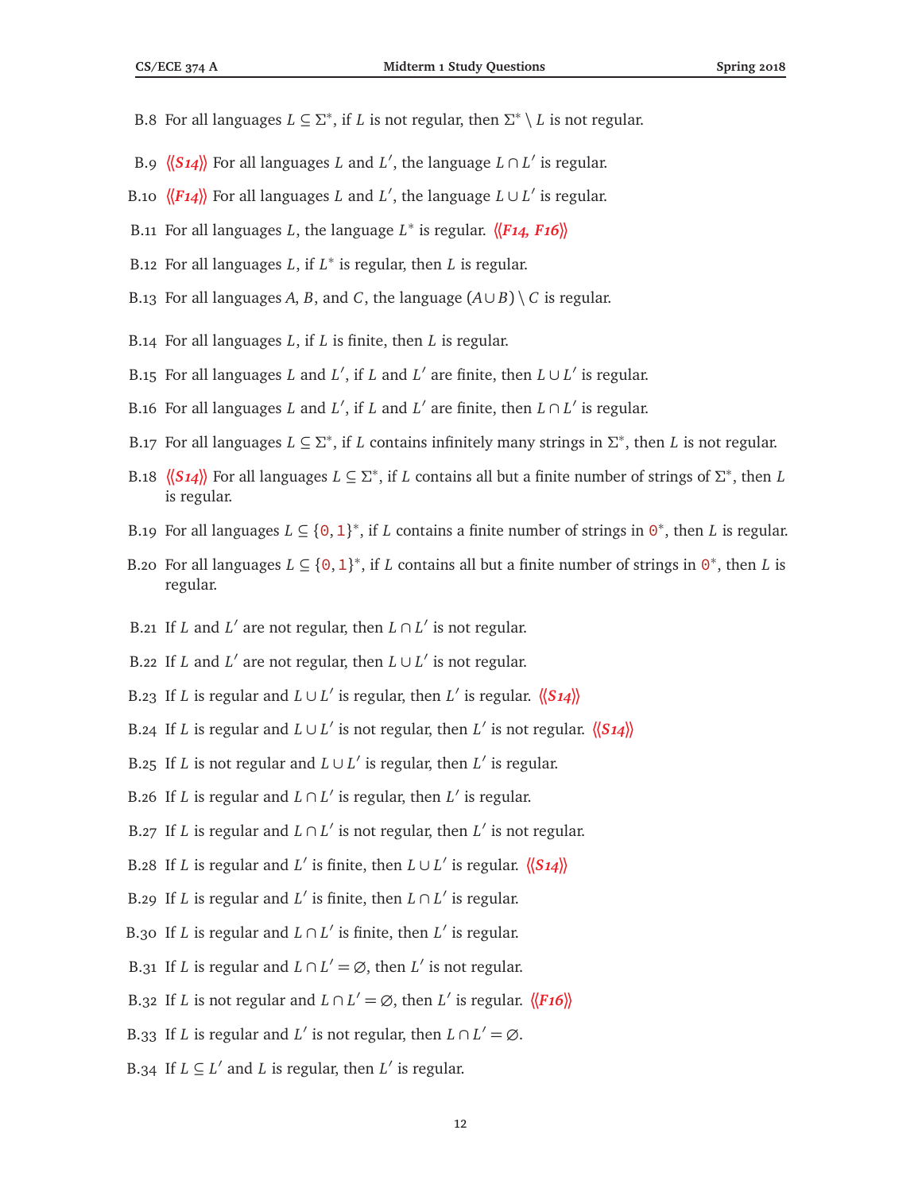B.8 For all languages $L \subseteq \Sigma^*$, if $L$ is not regular, then $\Sigma^* \setminus L$ is not regular.

B.9 ⟨⟨***S14***⟩⟩ For all languages $L$ and $L'$, the language $L \cap L'$ is regular.

B.10 ⟨⟨***F14***⟩⟩ For all languages $L$ and $L'$, the language $L \cup L'$ is regular.

B.11 For all languages $L$, the language $L^*$ is regular. ⟨⟨***F14, F16***⟩⟩

B.12 For all languages $L$, if $L^*$ is regular, then $L$ is regular.

B.13 For all languages $A$, $B$, and $C$, the language $(A \cup B) \setminus C$ is regular.

B.14 For all languages $L$, if $L$ is finite, then $L$ is regular.

B.15 For all languages $L$ and $L'$, if $L$ and $L'$ are finite, then $L \cup L'$ is regular.

B.16 For all languages $L$ and $L'$, if $L$ and $L'$ are finite, then $L \cap L'$ is regular.

B.17 For all languages $L \subseteq \Sigma^*$, if $L$ contains infinitely many strings in $\Sigma^*$, then $L$ is not regular.

B.18 ⟨⟨***S14***⟩⟩ For all languages $L \subseteq \Sigma^*$, if $L$ contains all but a finite number of strings of $\Sigma^*$, then $L$ is regular.

B.19 For all languages $L \subseteq \{0, 1\}^*$, if $L$ contains a finite number of strings in $0^*$, then $L$ is regular.

B.20 For all languages $L \subseteq \{0, 1\}^*$, if $L$ contains all but a finite number of strings in $0^*$, then $L$ is regular.

B.21 If $L$ and $L'$ are not regular, then $L \cap L'$ is not regular.

B.22 If $L$ and $L'$ are not regular, then $L \cup L'$ is not regular.

B.23 If $L$ is regular and $L \cup L'$ is regular, then $L'$ is regular. ⟨⟨***S14***⟩⟩

B.24 If $L$ is regular and $L \cup L'$ is not regular, then $L'$ is not regular. ⟨⟨***S14***⟩⟩

B.25 If $L$ is not regular and $L \cup L'$ is regular, then $L'$ is regular.

B.26 If $L$ is regular and $L \cap L'$ is regular, then $L'$ is regular.

B.27 If $L$ is regular and $L \cap L'$ is not regular, then $L'$ is not regular.

B.28 If $L$ is regular and $L'$ is finite, then $L \cup L'$ is regular. ⟨⟨***S14***⟩⟩

B.29 If $L$ is regular and $L'$ is finite, then $L \cap L'$ is regular.

B.30 If $L$ is regular and $L \cap L'$ is finite, then $L'$ is regular.

B.31 If $L$ is regular and $L \cap L' = \varnothing$, then $L'$ is not regular.

B.32 If $L$ is not regular and $L \cap L' = \varnothing$, then $L'$ is regular. ⟨⟨***F16***⟩⟩

B.33 If $L$ is regular and $L'$ is not regular, then $L \cap L' = \varnothing$.

B.34 If $L \subseteq L'$ and $L$ is regular, then $L'$ is regular.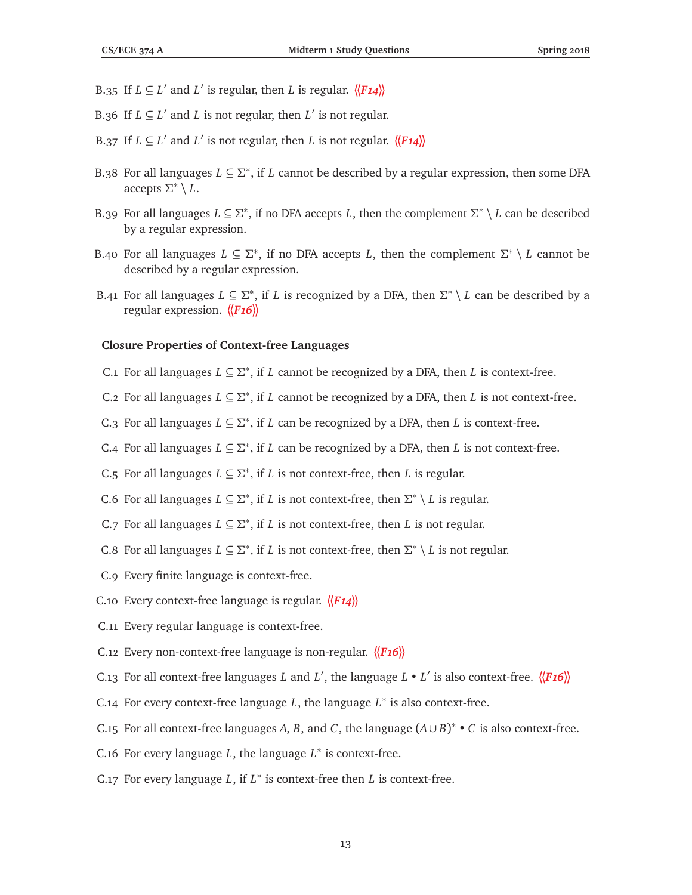B.35 If $L \subseteq L'$ and $L'$ is regular, then $L$ is regular. ⟨⟨*F14*⟩⟩

B.36 If $L \subseteq L'$ and $L$ is not regular, then $L'$ is not regular.

B.37 If $L \subseteq L'$ and $L'$ is not regular, then $L$ is not regular. ⟨⟨*F14*⟩⟩

B.38 For all languages $L \subseteq \Sigma^*$, if $L$ cannot be described by a regular expression, then some DFA accepts $\Sigma^* \setminus L$.

B.39 For all languages $L \subseteq \Sigma^*$, if no DFA accepts $L$, then the complement $\Sigma^* \setminus L$ can be described by a regular expression.

B.40 For all languages $L \subseteq \Sigma^*$, if no DFA accepts $L$, then the complement $\Sigma^* \setminus L$ cannot be described by a regular expression.

B.41 For all languages $L \subseteq \Sigma^*$, if $L$ is recognized by a DFA, then $\Sigma^* \setminus L$ can be described by a regular expression. ⟨⟨*F16*⟩⟩

### Closure Properties of Context-free Languages

C.1 For all languages $L \subseteq \Sigma^*$, if $L$ cannot be recognized by a DFA, then $L$ is context-free.

C.2 For all languages $L \subseteq \Sigma^*$, if $L$ cannot be recognized by a DFA, then $L$ is not context-free.

C.3 For all languages $L \subseteq \Sigma^*$, if $L$ can be recognized by a DFA, then $L$ is context-free.

C.4 For all languages $L \subseteq \Sigma^*$, if $L$ can be recognized by a DFA, then $L$ is not context-free.

C.5 For all languages $L \subseteq \Sigma^*$, if $L$ is not context-free, then $L$ is regular.

C.6 For all languages $L \subseteq \Sigma^*$, if $L$ is not context-free, then $\Sigma^* \setminus L$ is regular.

C.7 For all languages $L \subseteq \Sigma^*$, if $L$ is not context-free, then $L$ is not regular.

C.8 For all languages $L \subseteq \Sigma^*$, if $L$ is not context-free, then $\Sigma^* \setminus L$ is not regular.

C.9 Every finite language is context-free.

C.10 Every context-free language is regular. ⟨⟨*F14*⟩⟩

C.11 Every regular language is context-free.

C.12 Every non-context-free language is non-regular. ⟨⟨*F16*⟩⟩

C.13 For all context-free languages $L$ and $L'$, the language $L \bullet L'$ is also context-free. ⟨⟨*F16*⟩⟩

C.14 For every context-free language $L$, the language $L^*$ is also context-free.

C.15 For all context-free languages $A$, $B$, and $C$, the language $(A \cup B)^* \bullet C$ is also context-free.

C.16 For every language $L$, the language $L^*$ is context-free.

C.17 For every language $L$, if $L^*$ is context-free then $L$ is context-free.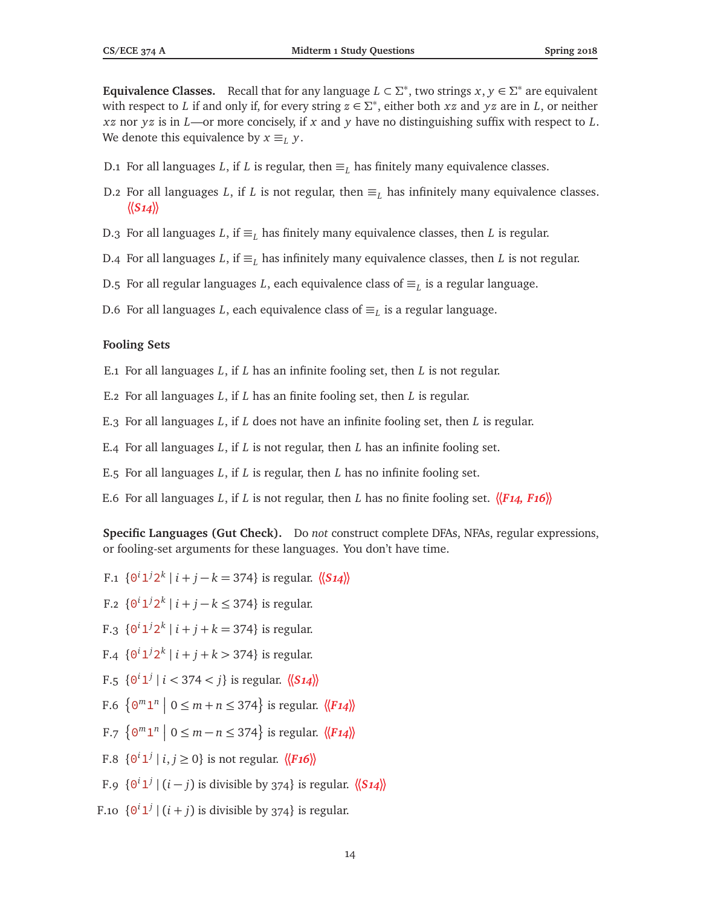**Equivalence Classes.** Recall that for any language $L \subset \Sigma^*$, two strings $x, y \in \Sigma^*$ are equivalent with respect to $L$ if and only if, for every string $z \in \Sigma^*$, either both $xz$ and $yz$ are in $L$, or neither $xz$ nor $yz$ is in $L$—or more concisely, if $x$ and $y$ have no distinguishing suffix with respect to $L$. We denote this equivalence by $x \equiv_L y$.

D.1 For all languages $L$, if $L$ is regular, then $\equiv_L$ has finitely many equivalence classes.

D.2 For all languages $L$, if $L$ is not regular, then $\equiv_L$ has infinitely many equivalence classes. *⟨⟨S14⟩⟩*

D.3 For all languages $L$, if $\equiv_L$ has finitely many equivalence classes, then $L$ is regular.

D.4 For all languages $L$, if $\equiv_L$ has infinitely many equivalence classes, then $L$ is not regular.

D.5 For all regular languages $L$, each equivalence class of $\equiv_L$ is a regular language.

D.6 For all languages $L$, each equivalence class of $\equiv_L$ is a regular language.

**Fooling Sets**

E.1 For all languages $L$, if $L$ has an infinite fooling set, then $L$ is not regular.

E.2 For all languages $L$, if $L$ has an finite fooling set, then $L$ is regular.

E.3 For all languages $L$, if $L$ does not have an infinite fooling set, then $L$ is regular.

E.4 For all languages $L$, if $L$ is not regular, then $L$ has an infinite fooling set.

E.5 For all languages $L$, if $L$ is regular, then $L$ has no infinite fooling set.

E.6 For all languages $L$, if $L$ is not regular, then $L$ has no finite fooling set. *⟨⟨F14, F16⟩⟩*

**Specific Languages (Gut Check).** Do *not* construct complete DFAs, NFAs, regular expressions, or fooling-set arguments for these languages. You don't have time.

F.1 $\{0^i 1^j 2^k \mid i + j - k = 374\}$ is regular. *⟨⟨S14⟩⟩*

F.2 $\{0^i 1^j 2^k \mid i + j - k \leq 374\}$ is regular.

F.3 $\{0^i 1^j 2^k \mid i + j + k = 374\}$ is regular.

F.4 $\{0^i 1^j 2^k \mid i + j + k > 374\}$ is regular.

F.5 $\{0^i 1^j \mid i < 374 < j\}$ is regular. *⟨⟨S14⟩⟩*

F.6 $\left\{0^m 1^n \;\middle|\; 0 \leq m + n \leq 374\right\}$ is regular. *⟨⟨F14⟩⟩*

F.7 $\left\{0^m 1^n \;\middle|\; 0 \leq m - n \leq 374\right\}$ is regular. *⟨⟨F14⟩⟩*

F.8 $\{0^i 1^j \mid i, j \geq 0\}$ is not regular. *⟨⟨F16⟩⟩*

F.9 $\{0^i 1^j \mid (i - j) \text{ is divisible by } 374\}$ is regular. *⟨⟨S14⟩⟩*

F.10 $\{0^i 1^j \mid (i + j) \text{ is divisible by } 374\}$ is regular.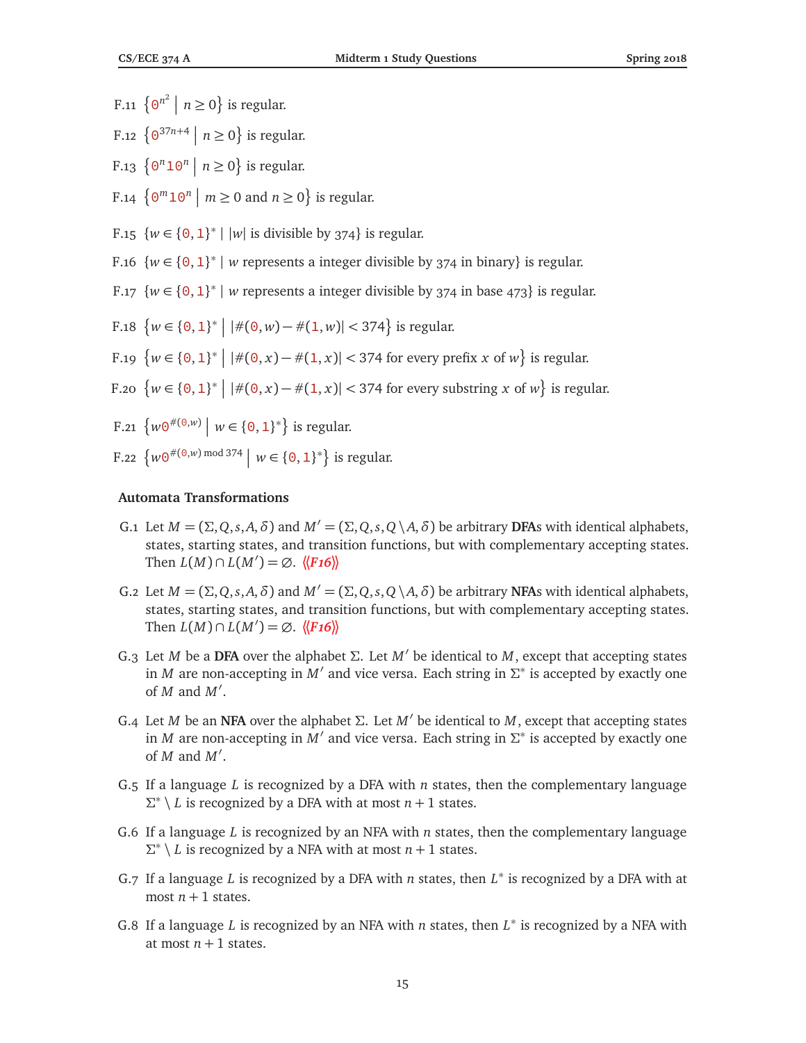F.11 $\{0^{n^2} \mid n \geq 0\}$ is regular.

F.12 $\{0^{37n+4} \mid n \geq 0\}$ is regular.

F.13 $\{0^n 1 0^n \mid n \geq 0\}$ is regular.

F.14 $\{0^m 1 0^n \mid m \geq 0 \text{ and } n \geq 0\}$ is regular.

F.15 $\{w \in \{0,1\}^* \mid |w| \text{ is divisible by } 374\}$ is regular.

F.16 $\{w \in \{0,1\}^* \mid w \text{ represents a integer divisible by } 374 \text{ in binary}\}$ is regular.

F.17 $\{w \in \{0,1\}^* \mid w \text{ represents a integer divisible by } 374 \text{ in base } 473\}$ is regular.

F.18 $\{w \in \{0,1\}^* \mid |\#(0,w) - \#(1,w)| < 374\}$ is regular.

F.19 $\{w \in \{0,1\}^* \mid |\#(0,x) - \#(1,x)| < 374 \text{ for every prefix } x \text{ of } w\}$ is regular.

F.20 $\{w \in \{0,1\}^* \mid |\#(0,x) - \#(1,x)| < 374 \text{ for every substring } x \text{ of } w\}$ is regular.

F.21 $\{w 0^{\#(0,w)} \mid w \in \{0,1\}^*\}$ is regular.

F.22 $\{w 0^{\#(0,w) \bmod 374} \mid w \in \{0,1\}^*\}$ is regular.

### Automata Transformations

G.1 Let $M = (\Sigma, Q, s, A, \delta)$ and $M' = (\Sigma, Q, s, Q \setminus A, \delta)$ be arbitrary **DFA**s with identical alphabets, states, starting states, and transition functions, but with complementary accepting states. Then $L(M) \cap L(M') = \varnothing$. ⟨⟨*F16*⟩⟩

G.2 Let $M = (\Sigma, Q, s, A, \delta)$ and $M' = (\Sigma, Q, s, Q \setminus A, \delta)$ be arbitrary **NFA**s with identical alphabets, states, starting states, and transition functions, but with complementary accepting states. Then $L(M) \cap L(M') = \varnothing$. ⟨⟨*F16*⟩⟩

G.3 Let $M$ be a **DFA** over the alphabet $\Sigma$. Let $M'$ be identical to $M$, except that accepting states in $M$ are non-accepting in $M'$ and vice versa. Each string in $\Sigma^*$ is accepted by exactly one of $M$ and $M'$.

G.4 Let $M$ be an **NFA** over the alphabet $\Sigma$. Let $M'$ be identical to $M$, except that accepting states in $M$ are non-accepting in $M'$ and vice versa. Each string in $\Sigma^*$ is accepted by exactly one of $M$ and $M'$.

G.5 If a language $L$ is recognized by a DFA with $n$ states, then the complementary language $\Sigma^* \setminus L$ is recognized by a DFA with at most $n+1$ states.

G.6 If a language $L$ is recognized by an NFA with $n$ states, then the complementary language $\Sigma^* \setminus L$ is recognized by a NFA with at most $n+1$ states.

G.7 If a language $L$ is recognized by a DFA with $n$ states, then $L^*$ is recognized by a DFA with at most $n+1$ states.

G.8 If a language $L$ is recognized by an NFA with $n$ states, then $L^*$ is recognized by a NFA with at most $n+1$ states.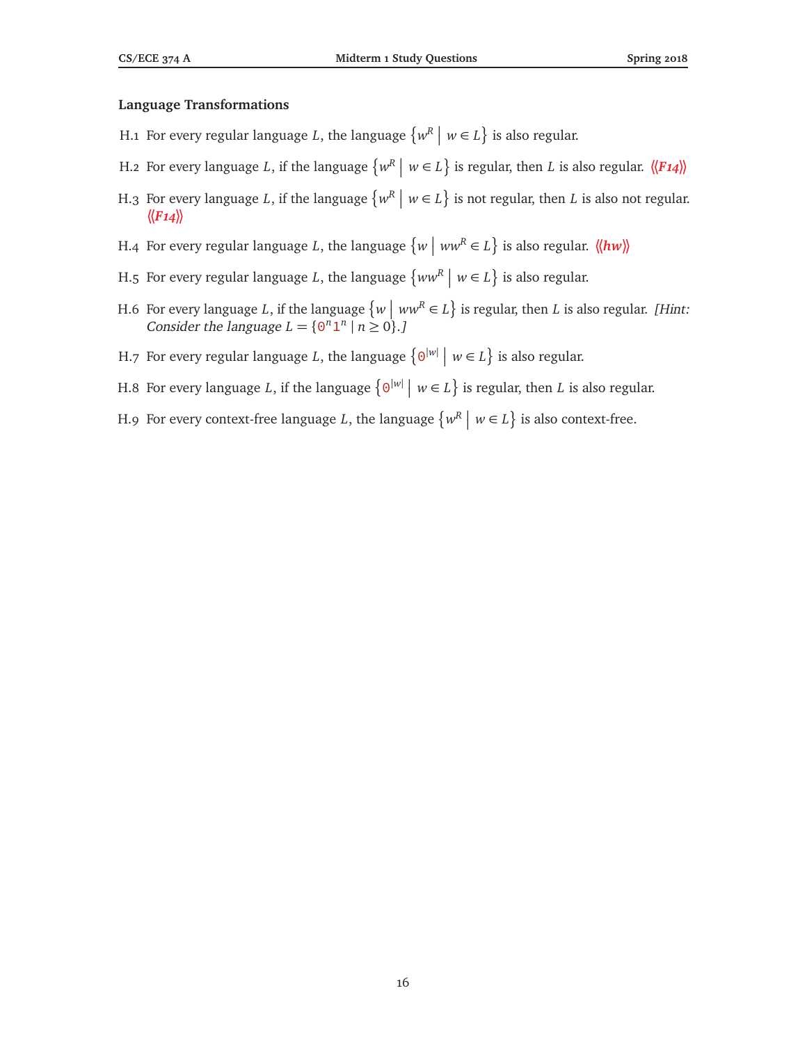### Language Transformations

H.1 For every regular language $L$, the language $\{w^R \mid w \in L\}$ is also regular.

H.2 For every language $L$, if the language $\{w^R \mid w \in L\}$ is regular, then $L$ is also regular. ⟨⟨*F14*⟩⟩

H.3 For every language $L$, if the language $\{w^R \mid w \in L\}$ is not regular, then $L$ is also not regular. ⟨⟨*F14*⟩⟩

H.4 For every regular language $L$, the language $\{w \mid ww^R \in L\}$ is also regular. ⟨⟨*hw*⟩⟩

H.5 For every regular language $L$, the language $\{ww^R \mid w \in L\}$ is also regular.

H.6 For every language $L$, if the language $\{w \mid ww^R \in L\}$ is regular, then $L$ is also regular. *[Hint: Consider the language $L = \{0^n 1^n \mid n \geq 0\}$.]*

H.7 For every regular language $L$, the language $\{0^{|w|} \mid w \in L\}$ is also regular.

H.8 For every language $L$, if the language $\{0^{|w|} \mid w \in L\}$ is regular, then $L$ is also regular.

H.9 For every context-free language $L$, the language $\{w^R \mid w \in L\}$ is also context-free.